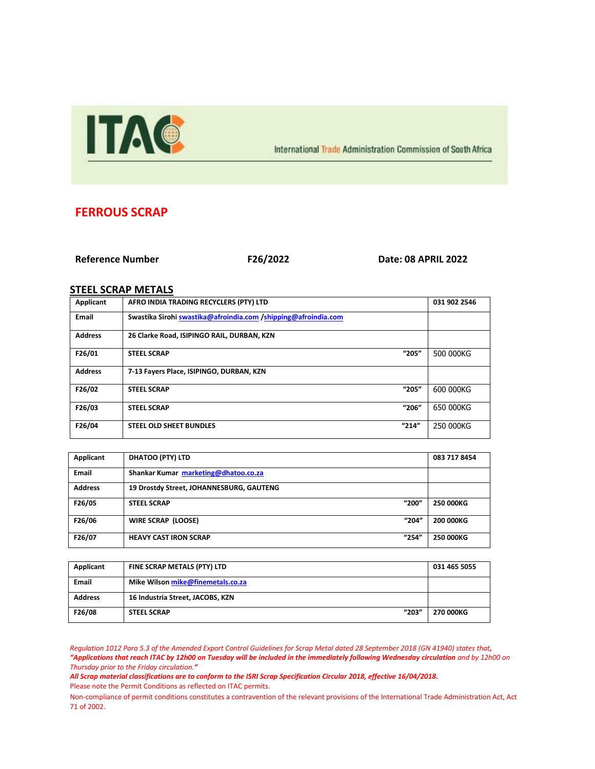ITAC

International Trade Administration Commission of South Africa

# FERROUS SCRAP

**Reference Number** **F26/2022** **Date: 08 APRIL 2022**

## STEEL SCRAP METALS

| Applicant | AFRO INDIA TRADING RECYCLERS (PTY) LTD | | 031 902 2546 |
|---|---|---|---|
| Email | Swastika Sirohi swastika@afroindia.com /shipping@afroindia.com | | |
| Address | 26 Clarke Road, ISIPINGO RAIL, DURBAN, KZN | | |
| F26/01 | STEEL SCRAP | "205" | 500 000KG |
| Address | 7-13 Fayers Place, ISIPINGO, DURBAN, KZN | | |
| F26/02 | STEEL SCRAP | "205" | 600 000KG |
| F26/03 | STEEL SCRAP | "206" | 650 000KG |
| F26/04 | STEEL OLD SHEET BUNDLES | "214" | 250 000KG |

| Applicant | DHATOO (PTY) LTD | | 083 717 8454 |
|---|---|---|---|
| Email | Shankar Kumar marketing@dhatoo.co.za | | |
| Address | 19 Drostdy Street, JOHANNESBURG, GAUTENG | | |
| F26/05 | STEEL SCRAP | "200" | 250 000KG |
| F26/06 | WIRE SCRAP (LOOSE) | "204" | 200 000KG |
| F26/07 | HEAVY CAST IRON SCRAP | "254" | 250 000KG |

| Applicant | FINE SCRAP METALS (PTY) LTD | | 031 465 5055 |
|---|---|---|---|
| Email | Mike Wilson mike@finemetals.co.za | | |
| Address | 16 Industria Street, JACOBS, KZN | | |
| F26/08 | STEEL SCRAP | "203" | 270 000KG |

*Regulation 1012 Para 5.3 of the Amended Export Control Guidelines for Scrap Metal dated 28 September 2018 (GN 41940) states that,* ***"Applications that reach ITAC by 12h00 on Tuesday will be included in the immediately following Wednesday circulation*** *and by 12h00 on Thursday prior to the Friday circulation."*

***All Scrap material classifications are to conform to the ISRI Scrap Specification Circular 2018, effective 16/04/2018.***

Please note the Permit Conditions as reflected on ITAC permits.

Non-compliance of permit conditions constitutes a contravention of the relevant provisions of the International Trade Administration Act, Act 71 of 2002.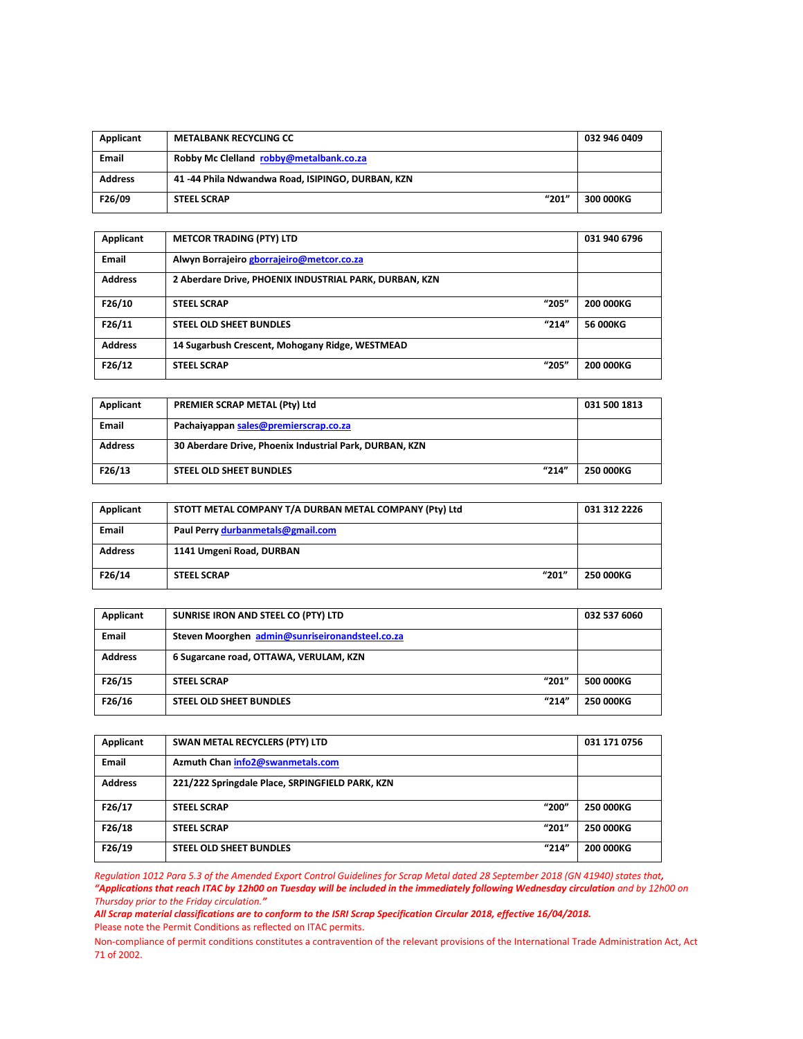| Applicant | METALBANK RECYCLING CC | | 032 946 0409 |
|---|---|---|---|
| Email | Robby Mc Clelland robby@metalbank.co.za | | |
| Address | 41 -44 Phila Ndwandwa Road, ISIPINGO, DURBAN, KZN | | |
| F26/09 | STEEL SCRAP | "201" | 300 000KG |

| Applicant | METCOR TRADING (PTY) LTD | | 031 940 6796 |
|---|---|---|---|
| Email | Alwyn Borrajeiro gborrajeiro@metcor.co.za | | |
| Address | 2 Aberdare Drive, PHOENIX INDUSTRIAL PARK, DURBAN, KZN | | |
| F26/10 | STEEL SCRAP | "205" | 200 000KG |
| F26/11 | STEEL OLD SHEET BUNDLES | "214" | 56 000KG |
| Address | 14 Sugarbush Crescent, Mohogany Ridge, WESTMEAD | | |
| F26/12 | STEEL SCRAP | "205" | 200 000KG |

| Applicant | PREMIER SCRAP METAL (Pty) Ltd | | 031 500 1813 |
|---|---|---|---|
| Email | Pachaiyappan sales@premierscrap.co.za | | |
| Address | 30 Aberdare Drive, Phoenix Industrial Park, DURBAN, KZN | | |
| F26/13 | STEEL OLD SHEET BUNDLES | "214" | 250 000KG |

| Applicant | STOTT METAL COMPANY T/A DURBAN METAL COMPANY (Pty) Ltd | | 031 312 2226 |
|---|---|---|---|
| Email | Paul Perry durbanmetals@gmail.com | | |
| Address | 1141 Umgeni Road, DURBAN | | |
| F26/14 | STEEL SCRAP | "201" | 250 000KG |

| Applicant | SUNRISE IRON AND STEEL CO (PTY) LTD | | 032 537 6060 |
|---|---|---|---|
| Email | Steven Moorghen admin@sunriseironandsteel.co.za | | |
| Address | 6 Sugarcane road, OTTAWA, VERULAM, KZN | | |
| F26/15 | STEEL SCRAP | "201" | 500 000KG |
| F26/16 | STEEL OLD SHEET BUNDLES | "214" | 250 000KG |

| Applicant | SWAN METAL RECYCLERS (PTY) LTD | | 031 171 0756 |
|---|---|---|---|
| Email | Azmuth Chan info2@swanmetals.com | | |
| Address | 221/222 Springdale Place, SRPINGFIELD PARK, KZN | | |
| F26/17 | STEEL SCRAP | "200" | 250 000KG |
| F26/18 | STEEL SCRAP | "201" | 250 000KG |
| F26/19 | STEEL OLD SHEET BUNDLES | "214" | 200 000KG |

*Regulation 1012 Para 5.3 of the Amended Export Control Guidelines for Scrap Metal dated 28 September 2018 (GN 41940) states that,* ***"Applications that reach ITAC by 12h00 on Tuesday will be included in the immediately following Wednesday circulation*** *and by 12h00 on Thursday prior to the Friday circulation.****"***

***All Scrap material classifications are to conform to the ISRI Scrap Specification Circular 2018, effective 16/04/2018.***

Please note the Permit Conditions as reflected on ITAC permits.

Non-compliance of permit conditions constitutes a contravention of the relevant provisions of the International Trade Administration Act, Act 71 of 2002.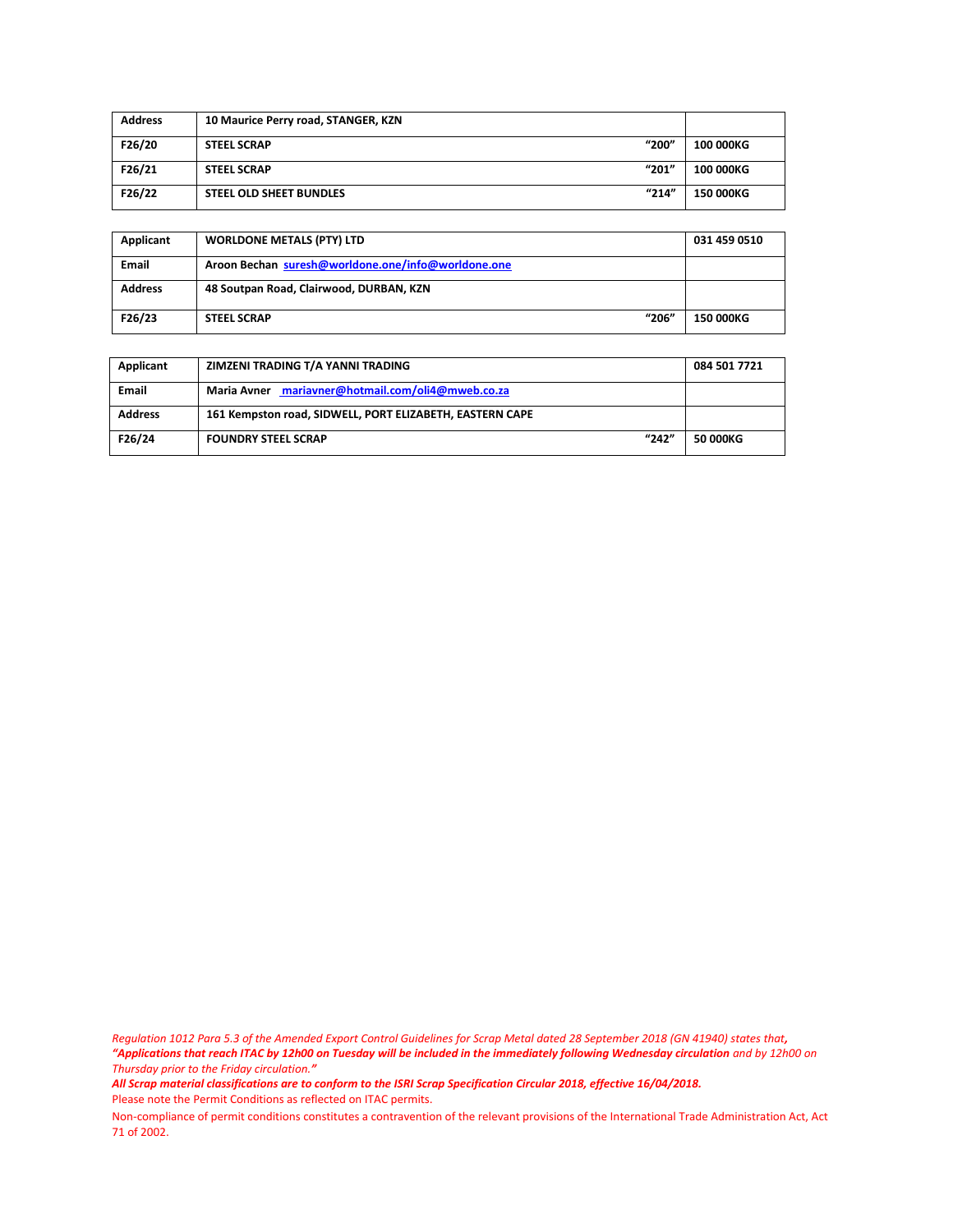| | | | |
|---|---|---|---|
| **Address** | **10 Maurice Perry road, STANGER, KZN** | | |
| **F26/20** | **STEEL SCRAP** | **"200"** | **100 000KG** |
| **F26/21** | **STEEL SCRAP** | **"201"** | **100 000KG** |
| **F26/22** | **STEEL OLD SHEET BUNDLES** | **"214"** | **150 000KG** |

| | | | |
|---|---|---|---|
| **Applicant** | **WORLDONE METALS (PTY) LTD** | | **031 459 0510** |
| **Email** | **Aroon Bechan suresh@worldone.one/info@worldone.one** | | |
| **Address** | **48 Soutpan Road, Clairwood, DURBAN, KZN** | | |
| **F26/23** | **STEEL SCRAP** | **"206"** | **150 000KG** |

| | | | |
|---|---|---|---|
| **Applicant** | **ZIMZENI TRADING T/A YANNI TRADING** | | **084 501 7721** |
| **Email** | **Maria Avner mariavner@hotmail.com/oli4@mweb.co.za** | | |
| **Address** | **161 Kempston road, SIDWELL, PORT ELIZABETH, EASTERN CAPE** | | |
| **F26/24** | **FOUNDRY STEEL SCRAP** | **"242"** | **50 000KG** |

*Regulation 1012 Para 5.3 of the Amended Export Control Guidelines for Scrap Metal dated 28 September 2018 (GN 41940) states that,* ***"Applications that reach ITAC by 12h00 on Tuesday will be included in the immediately following Wednesday circulation*** *and by 12h00 on Thursday prior to the Friday circulation."*

***All Scrap material classifications are to conform to the ISRI Scrap Specification Circular 2018, effective 16/04/2018.***

Please note the Permit Conditions as reflected on ITAC permits.

Non-compliance of permit conditions constitutes a contravention of the relevant provisions of the International Trade Administration Act, Act 71 of 2002.